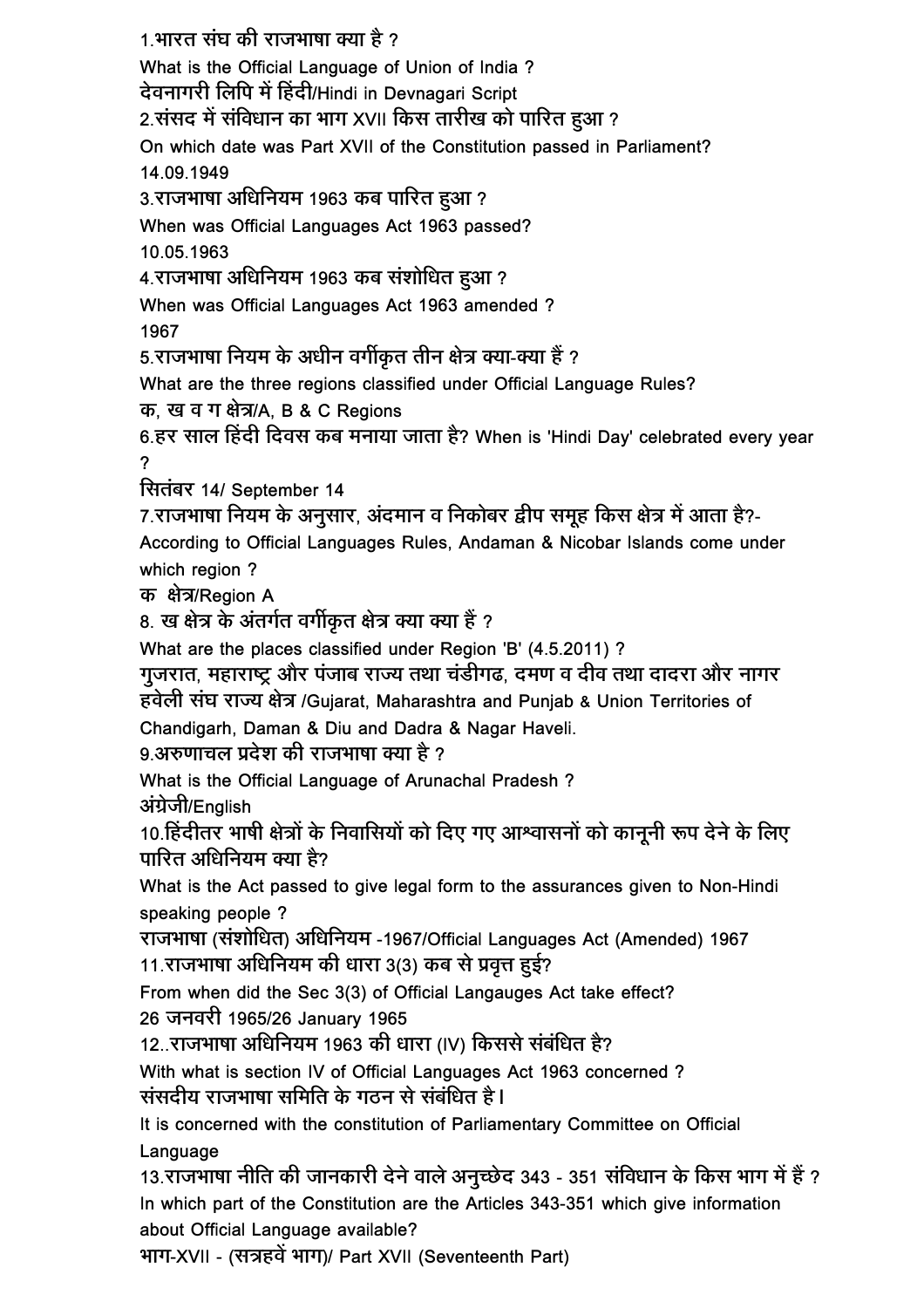1.भारत संघ की राजभाषा क्या है ?

What is the Official Language of Union of India ?

देवनागरी लिपि में हिंदी/Hindi in Devnagari Script

2.संसद में संविधान का भाग XVII किस तारीख को पारित हुआ ?

On which date was Part XVII of the Constitution passed in Parliament?

14.09.1949

3.राजभाषा अधिनियम 1963 कब पारित हुआ ?

When was Official Languages Act 1963 passed?

10.05.1963

4.राजभाषा अधिनियम 1963 कब संशोधित हुआ ?

When was Official Languages Act 1963 amended ?

1967

5.राजभाषा नियम के अधीन वर्गीकृत तीन क्षेत्र क्या-क्या हैं ?

What are the three regions classified under Official Language Rules?

क, ख व ग क्षेत्र/A, B & C Regions

6.हर साल हिंदी दिवस कब मनाया जाता है? When is 'Hindi Day' celebrated every year ?

सितंबर 14/ September 14

7.राजभाषा नियम के अनुसार, अंदमान व निकोबर द्वीप समूह किस क्षेत्र में आता है?-

According to Official Languages Rules, Andaman & Nicobar Islands come under which region ?

क क्षेत्र/Region A

8. ख क्षेत्र के अंतर्गत वर्गीकृत क्षेत्र क्या क्या हैं ?

What are the places classified under Region 'B' (4.5.2011) ?

गुजरात, महाराष्ट्र और पंजाब राज्य तथा चंडीगढ, दमण व दीव तथा दादरा और नागर हवेली संघ राज्य क्षेत्र /Gujarat, Maharashtra and Punjab & Union Territories of Chandigarh, Daman & Diu and Dadra & Nagar Haveli.

9.अरुणाचल प्रदेश की राजभाषा क्या है ?

What is the Official Language of Arunachal Pradesh ?

अंग्रेजी/English

10.हिंदीतर भाषी क्षेत्रों के निवासियों को दिए गए आश्वासनों को कानूनी रूप देने के लिए पारित अधिनियम क्या है?

What is the Act passed to give legal form to the assurances given to Non-Hindi speaking people ?

राजभाषा (संशोधित) अधिनियम -1967/Official Languages Act (Amended) 1967

11.राजभाषा अधिनियम की धारा 3(3) कब से प्रवृत्त हुई?

From when did the Sec 3(3) of Official Langauges Act take effect?

26 जनवरी 1965/26 January 1965

12..राजभाषा अधिनियम 1963 की धारा (IV) किससे संबंधित है?

With what is section IV of Official Languages Act 1963 concerned ?

संसदीय राजभाषा समिति के गठन से संबंधित है।

It is concerned with the constitution of Parliamentary Committee on Official Language

13.राजभाषा नीति की जानकारी देने वाले अनुच्छेद 343 - 351 संविधान के किस भाग में हैं ?

In which part of the Constitution are the Articles 343-351 which give information about Official Language available?

भाग-XVII - (सत्रहवें भाग)/ Part XVII (Seventeenth Part)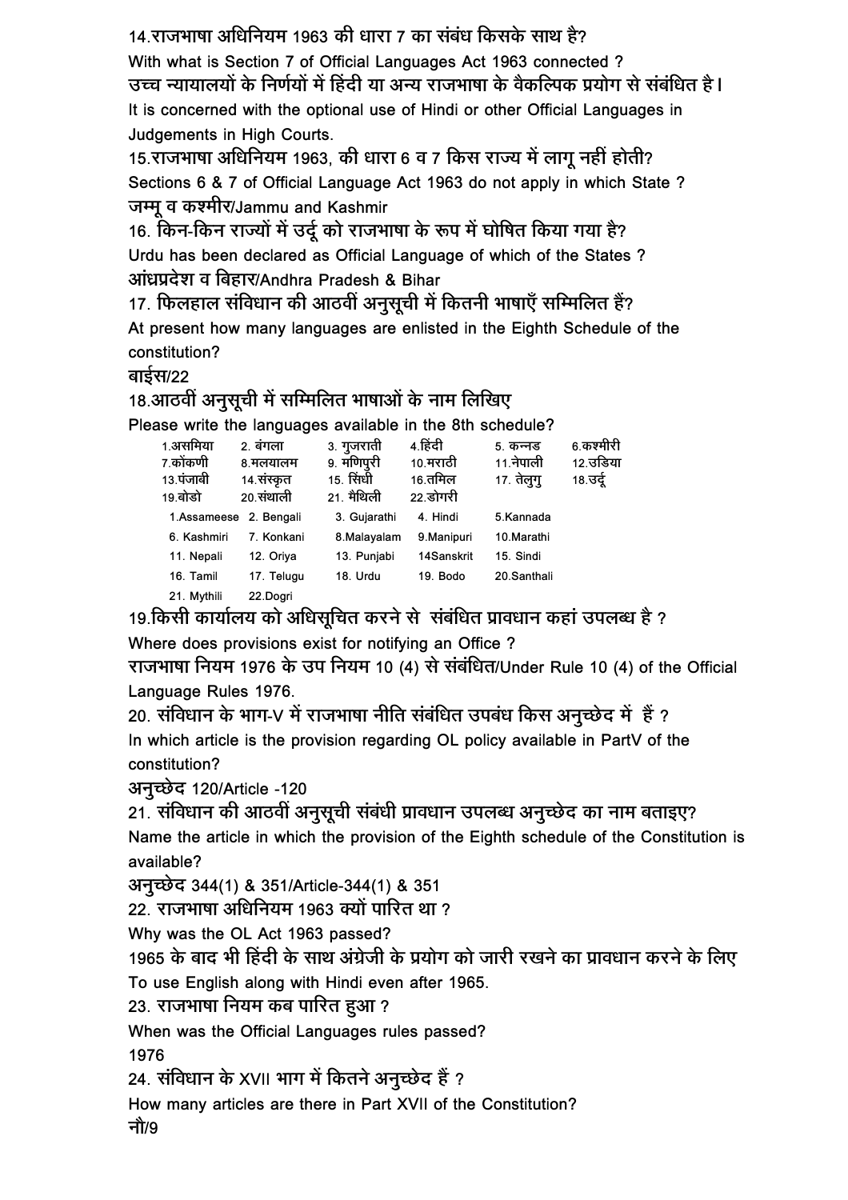14.राजभाषा अधिनियम 1963 की धारा 7 का संबंध किसके साथ है?

With what is Section 7 of Official Languages Act 1963 connected ?

उच्च न्यायालयों के निर्णयों में हिंदी या अन्य राजभाषा के वैकल्पिक प्रयोग से संबंधित है।

It is concerned with the optional use of Hindi or other Official Languages in Judgements in High Courts.

15.राजभाषा अधिनियम 1963, की धारा 6 व 7 किस राज्य में लागू नहीं होती?

Sections 6 & 7 of Official Language Act 1963 do not apply in which State ?

जम्मू व कश्मीर/Jammu and Kashmir

16. किन-किन राज्यों में उर्दू को राजभाषा के रूप में घोषित किया गया है?

Urdu has been declared as Official Language of which of the States ?

आंध्रप्रदेश व बिहार/Andhra Pradesh & Bihar

17. फिलहाल संविधान की आठवीं अनुसूची में कितनी भाषाएँ सम्मिलित हैं?

At present how many languages are enlisted in the Eighth Schedule of the constitution?

बाईस/22

18.आठवीं अनुसूची में सम्मिलित भाषाओं के नाम लिखिए

Please write the languages available in the 8th schedule?

| | | | | | |
|---|---|---|---|---|---|
| 1.असमिया | 2. बंगला | 3. गुजराती | 4.हिंदी | 5. कन्नड | 6.कश्मीरी |
| 7.कोंकणी | 8.मलयालम | 9. मणिपुरी | 10.मराठी | 11.नेपाली | 12.उडिया |
| 13.पंजाबी | 14.संस्कृत | 15. सिंधी | 16.तमिल | 17. तेलुगु | 18.उर्दू |
| 19.बोडो | 20.संथाली | 21. मैथिली | 22.डोगरी | | |

| | | | | |
|---|---|---|---|---|
| 1.Assameese | 2. Bengali | 3. Gujarathi | 4. Hindi | 5.Kannada |
| 6. Kashmiri | 7. Konkani | 8.Malayalam | 9.Manipuri | 10.Marathi |
| 11. Nepali | 12. Oriya | 13. Punjabi | 14Sanskrit | 15. Sindi |
| 16. Tamil | 17. Telugu | 18. Urdu | 19. Bodo | 20.Santhali |
| 21. Mythili | 22.Dogri | | | |

19.किसी कार्यालय को अधिसूचित करने से संबंधित प्रावधान कहां उपलब्ध है ?

Where does provisions exist for notifying an Office ?

राजभाषा नियम 1976 के उप नियम 10 (4) से संबंधित/Under Rule 10 (4) of the Official Language Rules 1976.

20. संविधान के भाग-V में राजभाषा नीति संबंधित उपबंध किस अनुच्छेद में हैं ?

In which article is the provision regarding OL policy available in PartV of the constitution?

अनुच्छेद 120/Article -120

21. संविधान की आठवीं अनुसूची संबंधी प्रावधान उपलब्ध अनुच्छेद का नाम बताइए?

Name the article in which the provision of the Eighth schedule of the Constitution is available?

अनुच्छेद 344(1) & 351/Article-344(1) & 351

22. राजभाषा अधिनियम 1963 क्यों पारित था ?

Why was the OL Act 1963 passed?

1965 के बाद भी हिंदी के साथ अंग्रेजी के प्रयोग को जारी रखने का प्रावधान करने के लिए

To use English along with Hindi even after 1965.

23. राजभाषा नियम कब पारित हुआ ?

When was the Official Languages rules passed?

1976

24. संविधान के XVII भाग में कितने अनुच्छेद हैं ?

How many articles are there in Part XVII of the Constitution?

नौ/9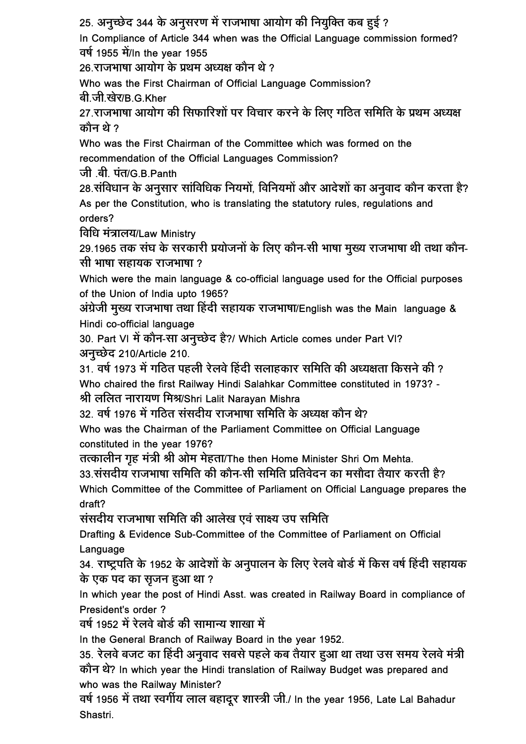25. अनुच्छेद 344 के अनुसरण में राजभाषा आयोग की नियुक्ति कब हुई ?

In Compliance of Article 344 when was the Official Language commission formed?

वर्ष 1955 में/In the year 1955

26.राजभाषा आयोग के प्रथम अध्यक्ष कौन थे ?

Who was the First Chairman of Official Language Commission?

बी.जी.खेर/B.G.Kher

27.राजभाषा आयोग की सिफारिशों पर विचार करने के लिए गठित समिति के प्रथम अध्यक्ष कौन थे ?

Who was the First Chairman of the Committee which was formed on the recommendation of the Official Languages Commission?

जी .बी. पंत/G.B.Panth

28.संविधान के अनुसार सांविधिक नियमों, विनियमों और आदेशों का अनुवाद कौन करता है?

As per the Constitution, who is translating the statutory rules, regulations and orders?

विधि मंत्रालय/Law Ministry

29.1965 तक संघ के सरकारी प्रयोजनों के लिए कौन-सी भाषा मुख्य राजभाषा थी तथा कौन-सी भाषा सहायक राजभाषा ?

Which were the main language & co-official language used for the Official purposes of the Union of India upto 1965?

अंग्रेजी मुख्य राजभाषा तथा हिंदी सहायक राजभाषा/English was the Main language & Hindi co-official language

30. Part VI में कौन-सा अनुच्छेद है?/ Which Article comes under Part VI?

अनुच्छेद 210/Article 210.

31. वर्ष 1973 में गठित पहली रेलवे हिंदी सलाहकार समिति की अध्यक्षता किसने की ?

Who chaired the first Railway Hindi Salahkar Committee constituted in 1973? -

श्री ललित नारायण मिश्र/Shri Lalit Narayan Mishra

32. वर्ष 1976 में गठित संसदीय राजभाषा समिति के अध्यक्ष कौन थे?

Who was the Chairman of the Parliament Committee on Official Language constituted in the year 1976?

तत्कालीन गृह मंत्री श्री ओम मेहता/The then Home Minister Shri Om Mehta.

33.संसदीय राजभाषा समिति की कौन-सी समिति प्रतिवेदन का मसौदा तैयार करती है?

Which Committee of the Committee of Parliament on Official Language prepares the draft?

संसदीय राजभाषा समिति की आलेख एवं साक्ष्य उप समिति

Drafting & Evidence Sub-Committee of the Committee of Parliament on Official Language

34. राष्ट्रपति के 1952 के आदेशों के अनुपालन के लिए रेलवे बोर्ड में किस वर्ष हिंदी सहायक के एक पद का सृजन हुआ था ?

In which year the post of Hindi Asst. was created in Railway Board in compliance of President's order ?

वर्ष 1952 में रेलवे बोर्ड की सामान्य शाखा में

In the General Branch of Railway Board in the year 1952.

35. रेलवे बजट का हिंदी अनुवाद सबसे पहले कब तैयार हुआ था तथा उस समय रेलवे मंत्री कौन थे? In which year the Hindi translation of Railway Budget was prepared and who was the Railway Minister?

वर्ष 1956 में तथा स्वर्गीय लाल बहादूर शास्त्री जी./ In the year 1956, Late Lal Bahadur Shastri.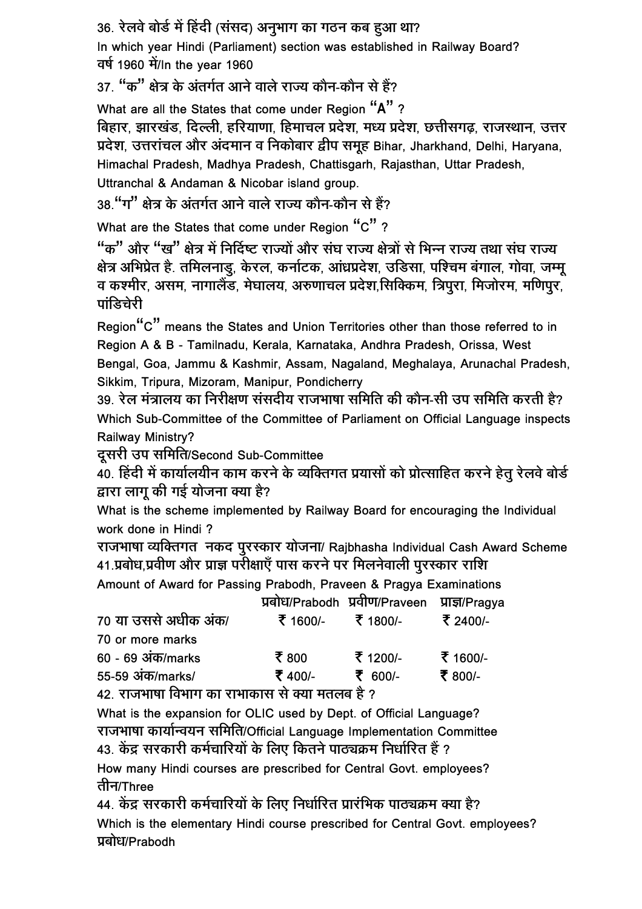36. रेलवे बोर्ड में हिंदी (संसद) अनुभाग का गठन कब हुआ था?

In which year Hindi (Parliament) section was established in Railway Board?

वर्ष 1960 में/In the year 1960

37. "क" क्षेत्र के अंतर्गत आने वाले राज्य कौन-कौन से हैं?

What are all the States that come under Region "A" ?

बिहार, झारखंड, दिल्ली, हरियाणा, हिमाचल प्रदेश, मध्य प्रदेश, छत्तीसगढ़, राजस्थान, उत्तर प्रदेश, उत्तरांचल और अंदमान व निकोबार द्वीप समूह Bihar, Jharkhand, Delhi, Haryana, Himachal Pradesh, Madhya Pradesh, Chattisgarh, Rajasthan, Uttar Pradesh, Uttranchal & Andaman & Nicobar island group.

38."ग" क्षेत्र के अंतर्गत आने वाले राज्य कौन-कौन से हैं?

What are the States that come under Region "C" ?

"क" और "ख" क्षेत्र में निर्दिष्ट राज्यों और संघ राज्य क्षेत्रों से भिन्न राज्य तथा संघ राज्य क्षेत्र अभिप्रेत है. तमिलनाडु, केरल, कर्नाटक, आंध्रप्रदेश, उडिसा, पश्चिम बंगाल, गोवा, जम्मू व कश्मीर, असम, नागालैंड, मेघालय, अरुणाचल प्रदेश,सिक्किम, त्रिपुरा, मिजोरम, मणिपुर, पांडिचेरी

Region"C" means the States and Union Territories other than those referred to in Region A & B - Tamilnadu, Kerala, Karnataka, Andhra Pradesh, Orissa, West Bengal, Goa, Jammu & Kashmir, Assam, Nagaland, Meghalaya, Arunachal Pradesh, Sikkim, Tripura, Mizoram, Manipur, Pondicherry

39. रेल मंत्रालय का निरीक्षण संसदीय राजभाषा समिति की कौन-सी उप समिति करती है?

Which Sub-Committee of the Committee of Parliament on Official Language inspects Railway Ministry?

दूसरी उप समिति/Second Sub-Committee

40. हिंदी में कार्यालयीन काम करने के व्यक्तिगत प्रयासों को प्रोत्साहित करने हेतु रेलवे बोर्ड द्वारा लागू की गई योजना क्या है?

What is the scheme implemented by Railway Board for encouraging the Individual work done in Hindi ?

राजभाषा व्यक्तिगत नकद पुरस्कार योजना/ Rajbhasha Individual Cash Award Scheme

41.प्रबोध,प्रवीण और प्राज्ञ परीक्षाएँ पास करने पर मिलनेवाली पुरस्कार राशि

Amount of Award for Passing Prabodh, Praveen & Pragya Examinations

| | प्रबोध/Prabodh | प्रवीण/Praveen | प्राज्ञ/Pragya |
|---|---|---|---|
| 70 या उससे अधीक अंक/ 70 or more marks | ₹ 1600/- | ₹ 1800/- | ₹ 2400/- |
| 60 - 69 अंक/marks | ₹ 800 | ₹ 1200/- | ₹ 1600/- |
| 55-59 अंक/marks/ | ₹ 400/- | ₹ 600/- | ₹ 800/- |

42. राजभाषा विभाग का राभाकास से क्या मतलब है ?

What is the expansion for OLIC used by Dept. of Official Language?

राजभाषा कार्यान्वयन समिति/Official Language Implementation Committee

43. केंद्र सरकारी कर्मचारियों के लिए कितने पाठ्यक्रम निर्धारित हैं ?

How many Hindi courses are prescribed for Central Govt. employees?

तीन/Three

44. केंद्र सरकारी कर्मचारियों के लिए निर्धारित प्रारंभिक पाठ्यक्रम क्या है?

Which is the elementary Hindi course prescribed for Central Govt. employees?

प्रबोध/Prabodh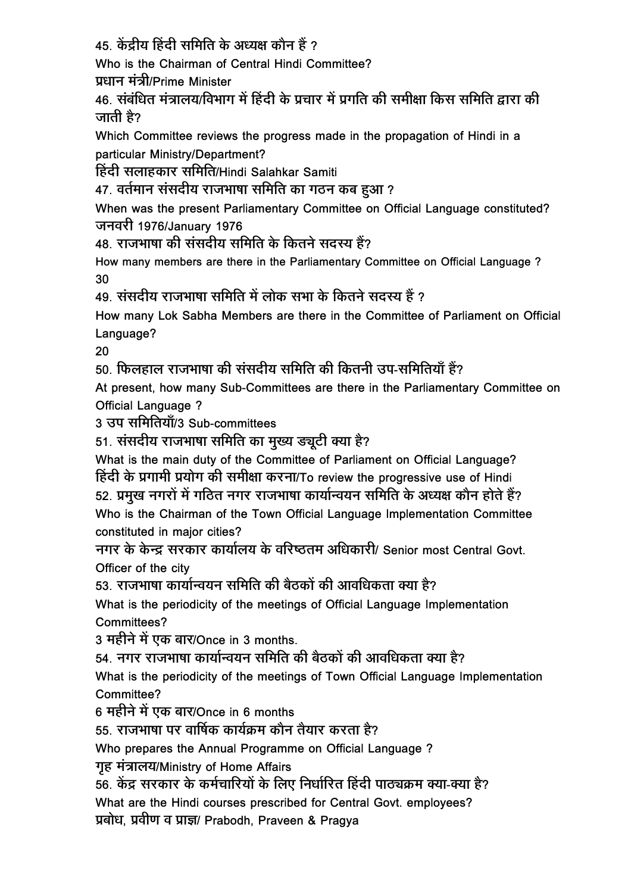45. केंद्रीय हिंदी समिति के अध्यक्ष कौन हैं ?

Who is the Chairman of Central Hindi Committee?

प्रधान मंत्री/Prime Minister

46. संबंधित मंत्रालय/विभाग में हिंदी के प्रचार में प्रगति की समीक्षा किस समिति द्वारा की जाती है?

Which Committee reviews the progress made in the propagation of Hindi in a particular Ministry/Department?

हिंदी सलाहकार समिति/Hindi Salahkar Samiti

47. वर्तमान संसदीय राजभाषा समिति का गठन कब हुआ ?

When was the present Parliamentary Committee on Official Language constituted?

जनवरी 1976/January 1976

48. राजभाषा की संसदीय समिति के कितने सदस्य हैं?

How many members are there in the Parliamentary Committee on Official Language ?

30

49. संसदीय राजभाषा समिति में लोक सभा के कितने सदस्य हैं ?

How many Lok Sabha Members are there in the Committee of Parliament on Official Language?

20

50. फिलहाल राजभाषा की संसदीय समिति की कितनी उप-समितियाँ हैं?

At present, how many Sub-Committees are there in the Parliamentary Committee on Official Language ?

3 उप समितियाँ/3 Sub-committees

51. संसदीय राजभाषा समिति का मुख्य ड्यूटी क्या है?

What is the main duty of the Committee of Parliament on Official Language?

हिंदी के प्रगामी प्रयोग की समीक्षा करना/To review the progressive use of Hindi

52. प्रमुख नगरों में गठित नगर राजभाषा कार्यान्वयन समिति के अध्यक्ष कौन होते हैं?

Who is the Chairman of the Town Official Language Implementation Committee constituted in major cities?

नगर के केन्द्र सरकार कार्यालय के वरिष्ठतम अधिकारी/ Senior most Central Govt. Officer of the city

53. राजभाषा कार्यान्वयन समिति की बैठकों की आवधिकता क्या है?

What is the periodicity of the meetings of Official Language Implementation Committees?

3 महीने में एक बार/Once in 3 months.

54. नगर राजभाषा कार्यान्वयन समिति की बैठकों की आवधिकता क्या है?

What is the periodicity of the meetings of Town Official Language Implementation Committee?

6 महीने में एक बार/Once in 6 months

55. राजभाषा पर वार्षिक कार्यक्रम कौन तैयार करता है?

Who prepares the Annual Programme on Official Language ?

गृह मंत्रालय/Ministry of Home Affairs

56. केंद्र सरकार के कर्मचारियों के लिए निर्धारित हिंदी पाठ्यक्रम क्या-क्या है?

What are the Hindi courses prescribed for Central Govt. employees?

प्रबोध, प्रवीण व प्राज्ञ/ Prabodh, Praveen & Pragya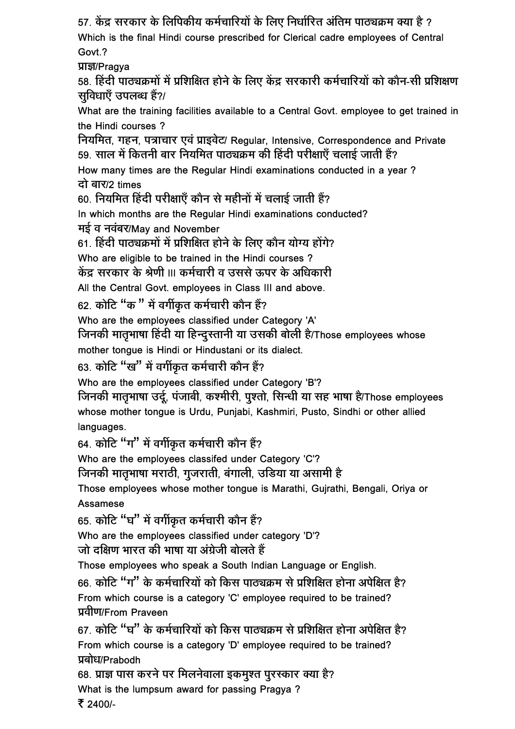57. केंद्र सरकार के लिपिकीय कर्मचारियों के लिए निर्धारित अंतिम पाठ्यक्रम क्या है ?

Which is the final Hindi course prescribed for Clerical cadre employees of Central Govt.?

प्राज्ञ/Pragya

58. हिंदी पाठ्यक्रमों में प्रशिक्षित होने के लिए केंद्र सरकारी कर्मचारियों को कौन-सी प्रशिक्षण सुविधाएँ उपलब्ध हैं?/

What are the training facilities available to a Central Govt. employee to get trained in the Hindi courses ?

नियमित, गहन, पत्राचार एवं प्राइवेट/ Regular, Intensive, Correspondence and Private

59. साल में कितनी बार नियमित पाठ्यक्रम की हिंदी परीक्षाएँ चलाई जाती हैं?

How many times are the Regular Hindi examinations conducted in a year ?

दो बार/2 times

60. नियमित हिंदी परीक्षाएँ कौन से महीनों में चलाई जाती हैं?

In which months are the Regular Hindi examinations conducted?

मई व नवंबर/May and November

61. हिंदी पाठ्यक्रमों में प्रशिक्षित होने के लिए कौन योग्य होंगे?

Who are eligible to be trained in the Hindi courses ?

केंद्र सरकार के श्रेणी III कर्मचारी व उससे ऊपर के अधिकारी

All the Central Govt. employees in Class III and above.

62. कोटि "क " में वर्गीकृत कर्मचारी कौन हैं?

Who are the employees classified under Category 'A'

जिनकी मातृभाषा हिंदी या हिन्दुस्तानी या उसकी बोली है/Those employees whose mother tongue is Hindi or Hindustani or its dialect.

63. कोटि "ख" में वर्गीकृत कर्मचारी कौन हैं?

Who are the employees classified under Category 'B'?

जिनकी मातृभाषा उर्दू, पंजाबी, कश्मीरी, पुश्तो, सिन्धी या सह भाषा है/Those employees whose mother tongue is Urdu, Punjabi, Kashmiri, Pusto, Sindhi or other allied languages.

64. कोटि "ग" में वर्गीकृत कर्मचारी कौन हैं?

Who are the employees classifed under Category 'C'?

जिनकी मातृभाषा मराठी, गुजराती, बंगाली, उडिया या असामी है

Those employees whose mother tongue is Marathi, Gujrathi, Bengali, Oriya or Assamese

65. कोटि "घ" में वर्गीकृत कर्मचारी कौन हैं?

Who are the employees classified under category 'D'?

जो दक्षिण भारत की भाषा या अंग्रेजी बोलते हैं

Those employees who speak a South Indian Language or English.

66. कोटि "ग" के कर्मचारियों को किस पाठ्यक्रम से प्रशिक्षित होना अपेक्षित है?

From which course is a category 'C' employee required to be trained?

प्रवीण/From Praveen

67. कोटि "घ" के कर्मचारियों को किस पाठ्यक्रम से प्रशिक्षित होना अपेक्षित है?

From which course is a category 'D' employee required to be trained?

प्रबोध/Prabodh

68. प्राज्ञ पास करने पर मिलनेवाला इकमुश्त पुरस्कार क्या है?

What is the lumpsum award for passing Pragya ?

₹ 2400/-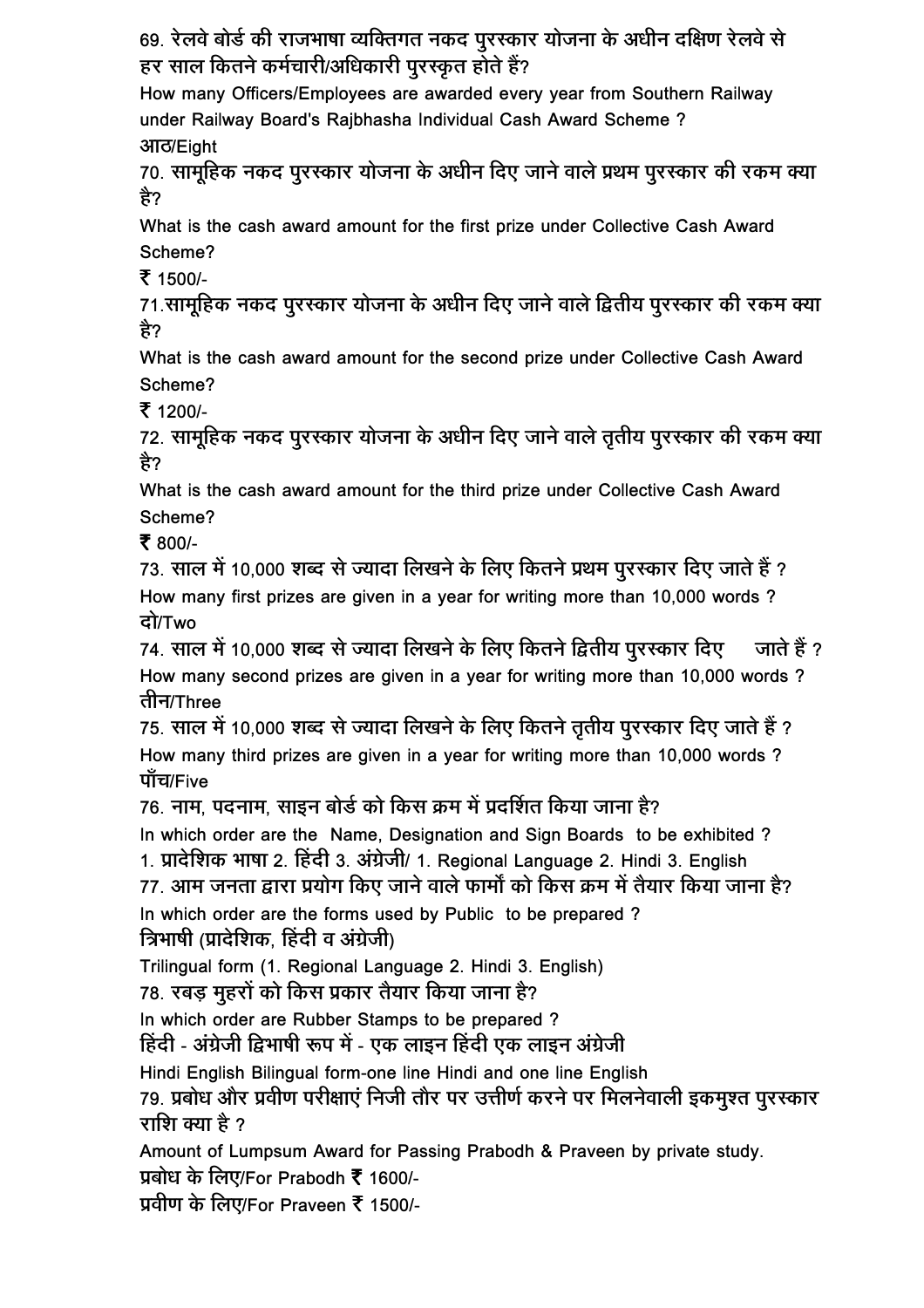69. रेलवे बोर्ड की राजभाषा व्यक्तिगत नकद पुरस्कार योजना के अधीन दक्षिण रेलवे से हर साल कितने कर्मचारी/अधिकारी पुरस्कृत होते हैं?

How many Officers/Employees are awarded every year from Southern Railway under Railway Board's Rajbhasha Individual Cash Award Scheme ?

आठ/Eight

70. सामूहिक नकद पुरस्कार योजना के अधीन दिए जाने वाले प्रथम पुरस्कार की रकम क्या है?

What is the cash award amount for the first prize under Collective Cash Award Scheme?

₹ 1500/-

71.सामूहिक नकद पुरस्कार योजना के अधीन दिए जाने वाले द्वितीय पुरस्कार की रकम क्या है?

What is the cash award amount for the second prize under Collective Cash Award Scheme?

₹ 1200/-

72. सामूहिक नकद पुरस्कार योजना के अधीन दिए जाने वाले तृतीय पुरस्कार की रकम क्या है?

What is the cash award amount for the third prize under Collective Cash Award Scheme?

₹ 800/-

73. साल में 10,000 शब्द से ज्यादा लिखने के लिए कितने प्रथम पुरस्कार दिए जाते हैं ?

How many first prizes are given in a year for writing more than 10,000 words ?

दो/Two

74. साल में 10,000 शब्द से ज्यादा लिखने के लिए कितने द्वितीय पुरस्कार दिए जाते हैं ?

How many second prizes are given in a year for writing more than 10,000 words ?

तीन/Three

75. साल में 10,000 शब्द से ज्यादा लिखने के लिए कितने तृतीय पुरस्कार दिए जाते हैं ?

How many third prizes are given in a year for writing more than 10,000 words ?

पाँच/Five

76. नाम, पदनाम, साइन बोर्ड को किस क्रम में प्रदर्शित किया जाना है?

In which order are the Name, Designation and Sign Boards to be exhibited ?

1. प्रादेशिक भाषा 2. हिंदी 3. अंग्रेजी/ 1. Regional Language 2. Hindi 3. English

77. आम जनता द्वारा प्रयोग किए जाने वाले फार्मों को किस क्रम में तैयार किया जाना है?

In which order are the forms used by Public to be prepared ?

त्रिभाषी (प्रादेशिक, हिंदी व अंग्रेजी)

Trilingual form (1. Regional Language 2. Hindi 3. English)

78. रबड़ मुहरों को किस प्रकार तैयार किया जाना है?

In which order are Rubber Stamps to be prepared ?

हिंदी - अंग्रेजी द्विभाषी रूप में - एक लाइन हिंदी एक लाइन अंग्रेजी

Hindi English Bilingual form-one line Hindi and one line English

79. प्रबोध और प्रवीण परीक्षाएं निजी तौर पर उत्तीर्ण करने पर मिलनेवाली इकमुश्त पुरस्कार राशि क्या है ?

Amount of Lumpsum Award for Passing Prabodh & Praveen by private study.

प्रबोध के लिए/For Prabodh ₹ 1600/-

प्रवीण के लिए/For Praveen ₹ 1500/-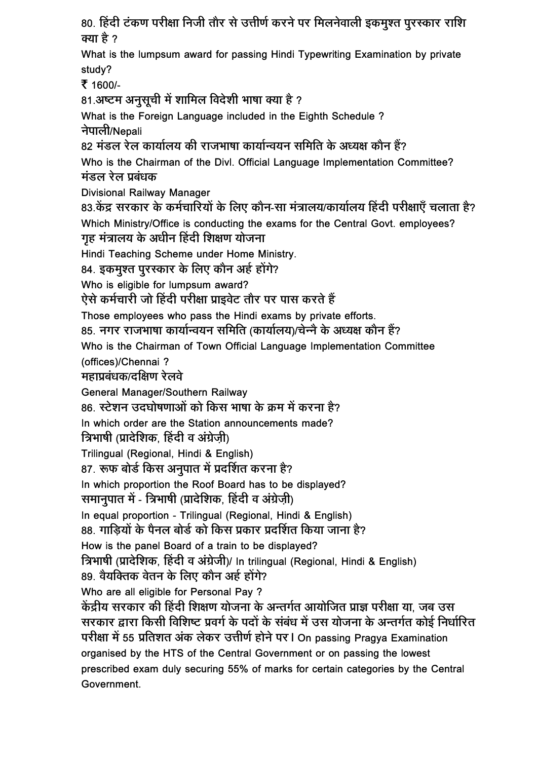80. हिंदी टंकण परीक्षा निजी तौर से उत्तीर्ण करने पर मिलनेवाली इकमुश्त पुरस्कार राशि क्या है ?

What is the lumpsum award for passing Hindi Typewriting Examination by private study?

₹ 1600/-

81.अष्टम अनुसूची में शामिल विदेशी भाषा क्या है ?

What is the Foreign Language included in the Eighth Schedule ?

नेपाली/Nepali

82 मंडल रेल कार्यालय की राजभाषा कार्यान्वयन समिति के अध्यक्ष कौन हैं?

Who is the Chairman of the Divl. Official Language Implementation Committee?

मंडल रेल प्रबंधक

Divisional Railway Manager

83.केंद्र सरकार के कर्मचारियों के लिए कौन-सा मंत्रालय/कार्यालय हिंदी परीक्षाएँ चलाता है?

Which Ministry/Office is conducting the exams for the Central Govt. employees?

गृह मंत्रालय के अधीन हिंदी शिक्षण योजना

Hindi Teaching Scheme under Home Ministry.

84. इकमुश्त पुरस्कार के लिए कौन अर्ह होंगे?

Who is eligible for lumpsum award?

ऐसे कर्मचारी जो हिंदी परीक्षा प्राइवेट तौर पर पास करते हैं

Those employees who pass the Hindi exams by private efforts.

85. नगर राजभाषा कार्यान्वयन समिति (कार्यालय)/चेन्नै के अध्यक्ष कौन हैं?

Who is the Chairman of Town Official Language Implementation Committee (offices)/Chennai ?

महाप्रबंधक/दक्षिण रेलवे

General Manager/Southern Railway

86. स्टेशन उदघोषणाओं को किस भाषा के क्रम में करना है?

In which order are the Station announcements made?

त्रिभाषी (प्रादेशिक, हिंदी व अंग्रेज़ी)

Trilingual (Regional, Hindi & English)

87. रूफ बोर्ड किस अनुपात में प्रदर्शित करना है?

In which proportion the Roof Board has to be displayed?

समानुपात में - त्रिभाषी (प्रादेशिक, हिंदी व अंग्रेज़ी)

In equal proportion - Trilingual (Regional, Hindi & English)

88. गाड़ियों के पैनल बोर्ड को किस प्रकार प्रदर्शित किया जाना है?

How is the panel Board of a train to be displayed?

त्रिभाषी (प्रादेशिक, हिंदी व अंग्रेजी)/ In trilingual (Regional, Hindi & English)

89. वैयक्तिक वेतन के लिए कौन अर्ह होंगे?

Who are all eligible for Personal Pay ?

केंद्रीय सरकार की हिंदी शिक्षण योजना के अन्तर्गत आयोजित प्राज्ञ परीक्षा या, जब उस सरकार द्वारा किसी विशिष्ट प्रवर्ग के पदों के संबंध में उस योजना के अन्तर्गत कोई निर्धारित परीक्षा में 55 प्रतिशत अंक लेकर उत्तीर्ण होने पर। On passing Pragya Examination organised by the HTS of the Central Government or on passing the lowest prescribed exam duly securing 55% of marks for certain categories by the Central Government.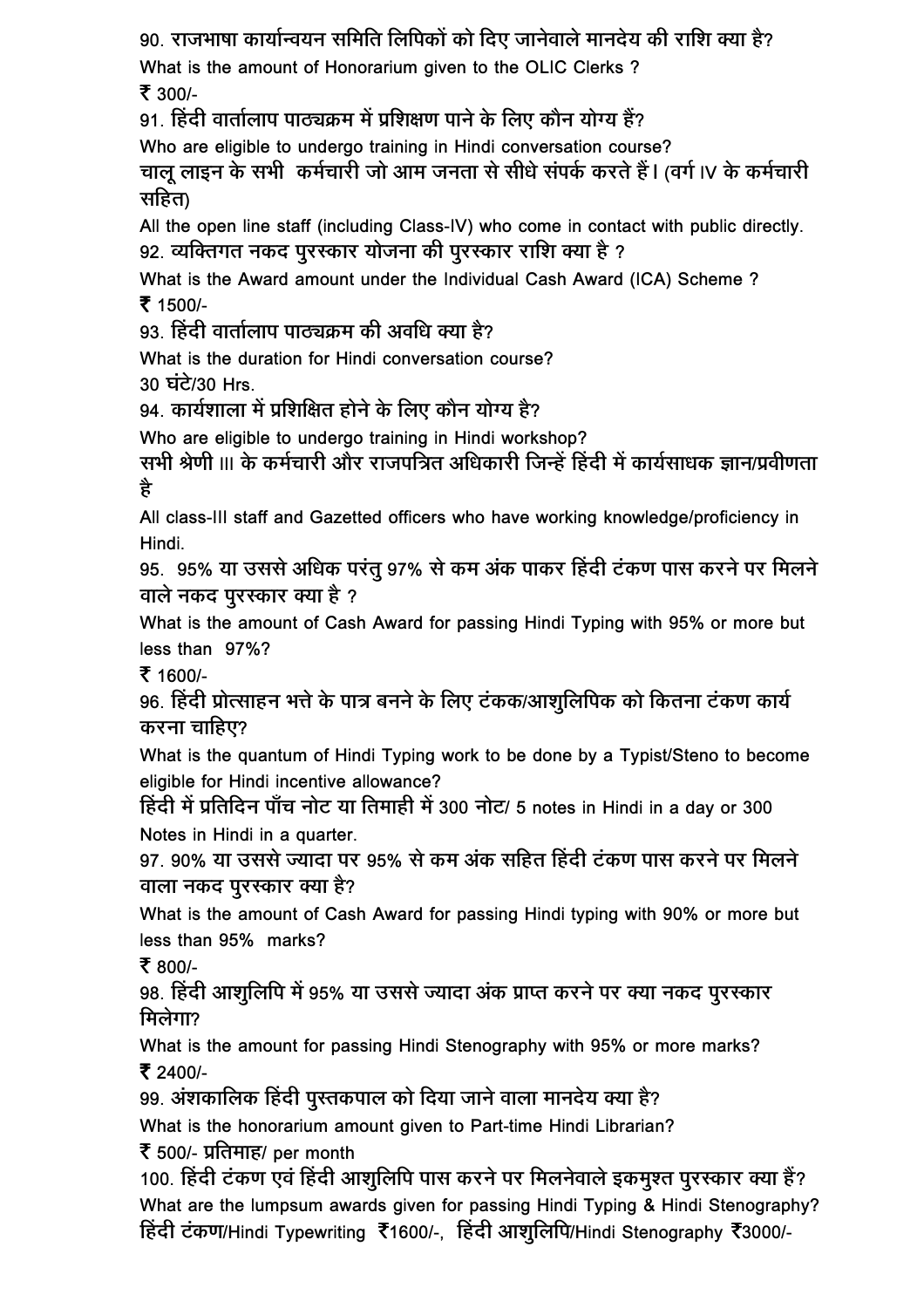90. राजभाषा कार्यान्वयन समिति लिपिकों को दिए जानेवाले मानदेय की राशि क्या है?

What is the amount of Honorarium given to the OLIC Clerks ?

₹ 300/-

91. हिंदी वार्तालाप पाठ्यक्रम में प्रशिक्षण पाने के लिए कौन योग्य हैं?

Who are eligible to undergo training in Hindi conversation course?

चालू लाइन के सभी कर्मचारी जो आम जनता से सीधे संपर्क करते हैं। (वर्ग IV के कर्मचारी सहित)

All the open line staff (including Class-IV) who come in contact with public directly.

92. व्यक्तिगत नकद पुरस्कार योजना की पुरस्कार राशि क्या है ?

What is the Award amount under the Individual Cash Award (ICA) Scheme ?

₹ 1500/-

93. हिंदी वार्तालाप पाठ्यक्रम की अवधि क्या है?

What is the duration for Hindi conversation course?

30 घंटे/30 Hrs.

94. कार्यशाला में प्रशिक्षित होने के लिए कौन योग्य है?

Who are eligible to undergo training in Hindi workshop?

सभी श्रेणी III के कर्मचारी और राजपत्रित अधिकारी जिन्हें हिंदी में कार्यसाधक ज्ञान/प्रवीणता है

All class-III staff and Gazetted officers who have working knowledge/proficiency in Hindi.

95. 95% या उससे अधिक परंतु 97% से कम अंक पाकर हिंदी टंकण पास करने पर मिलने वाले नकद पुरस्कार क्या है ?

What is the amount of Cash Award for passing Hindi Typing with 95% or more but less than 97%?

₹ 1600/-

96. हिंदी प्रोत्साहन भत्ते के पात्र बनने के लिए टंकक/आशुलिपिक को कितना टंकण कार्य करना चाहिए?

What is the quantum of Hindi Typing work to be done by a Typist/Steno to become eligible for Hindi incentive allowance?

हिंदी में प्रतिदिन पाँच नोट या तिमाही में 300 नोट/ 5 notes in Hindi in a day or 300 Notes in Hindi in a quarter.

97. 90% या उससे ज्यादा पर 95% से कम अंक सहित हिंदी टंकण पास करने पर मिलने वाला नकद पुरस्कार क्या है?

What is the amount of Cash Award for passing Hindi typing with 90% or more but less than 95% marks?

₹ 800/-

98. हिंदी आशुलिपि में 95% या उससे ज्यादा अंक प्राप्त करने पर क्या नकद पुरस्कार मिलेगा?

What is the amount for passing Hindi Stenography with 95% or more marks?

₹ 2400/-

99. अंशकालिक हिंदी पुस्तकपाल को दिया जाने वाला मानदेय क्या है?

What is the honorarium amount given to Part-time Hindi Librarian?

₹ 500/- प्रतिमाह/ per month

100. हिंदी टंकण एवं हिंदी आशुलिपि पास करने पर मिलनेवाले इकमुश्त पुरस्कार क्या हैं?

What are the lumpsum awards given for passing Hindi Typing & Hindi Stenography?

हिंदी टंकण/Hindi Typewriting ₹1600/-, हिंदी आशुलिपि/Hindi Stenography ₹3000/-